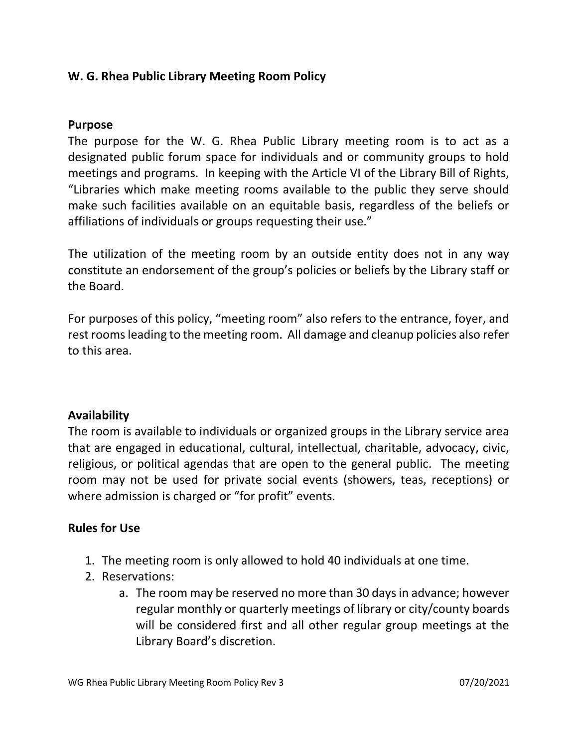**W. G. Rhea Public Library Meeting Room Policy**

**Purpose**

The purpose for the W. G. Rhea Public Library meeting room is to act as a designated public forum space for individuals and or community groups to hold meetings and programs. In keeping with the Article VI of the Library Bill of Rights, "Libraries which make meeting rooms available to the public they serve should make such facilities available on an equitable basis, regardless of the beliefs or affiliations of individuals or groups requesting their use."

The utilization of the meeting room by an outside entity does not in any way constitute an endorsement of the group's policies or beliefs by the Library staff or the Board.

For purposes of this policy, "meeting room" also refers to the entrance, foyer, and rest rooms leading to the meeting room. All damage and cleanup policies also refer to this area.

**Availability**

The room is available to individuals or organized groups in the Library service area that are engaged in educational, cultural, intellectual, charitable, advocacy, civic, religious, or political agendas that are open to the general public. The meeting room may not be used for private social events (showers, teas, receptions) or where admission is charged or "for profit" events.

**Rules for Use**

1. The meeting room is only allowed to hold 40 individuals at one time.
2. Reservations:
    a. The room may be reserved no more than 30 days in advance; however regular monthly or quarterly meetings of library or city/county boards will be considered first and all other regular group meetings at the Library Board's discretion.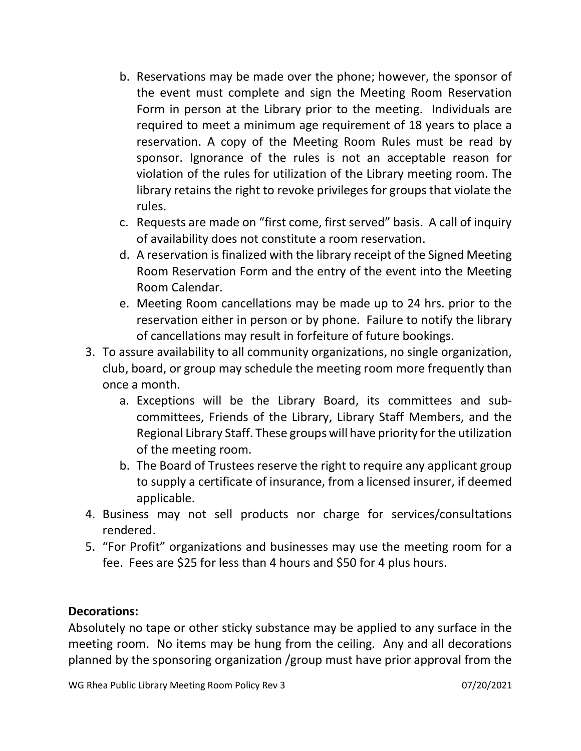b. Reservations may be made over the phone; however, the sponsor of the event must complete and sign the Meeting Room Reservation Form in person at the Library prior to the meeting. Individuals are required to meet a minimum age requirement of 18 years to place a reservation. A copy of the Meeting Room Rules must be read by sponsor. Ignorance of the rules is not an acceptable reason for violation of the rules for utilization of the Library meeting room. The library retains the right to revoke privileges for groups that violate the rules.
   c. Requests are made on "first come, first served" basis. A call of inquiry of availability does not constitute a room reservation.
   d. A reservation is finalized with the library receipt of the Signed Meeting Room Reservation Form and the entry of the event into the Meeting Room Calendar.
   e. Meeting Room cancellations may be made up to 24 hrs. prior to the reservation either in person or by phone. Failure to notify the library of cancellations may result in forfeiture of future bookings.
3. To assure availability to all community organizations, no single organization, club, board, or group may schedule the meeting room more frequently than once a month.
   a. Exceptions will be the Library Board, its committees and sub-committees, Friends of the Library, Library Staff Members, and the Regional Library Staff. These groups will have priority for the utilization of the meeting room.
   b. The Board of Trustees reserve the right to require any applicant group to supply a certificate of insurance, from a licensed insurer, if deemed applicable.
4. Business may not sell products nor charge for services/consultations rendered.
5. "For Profit" organizations and businesses may use the meeting room for a fee. Fees are $25 for less than 4 hours and $50 for 4 plus hours.

**Decorations:**

Absolutely no tape or other sticky substance may be applied to any surface in the meeting room. No items may be hung from the ceiling. Any and all decorations planned by the sponsoring organization /group must have prior approval from the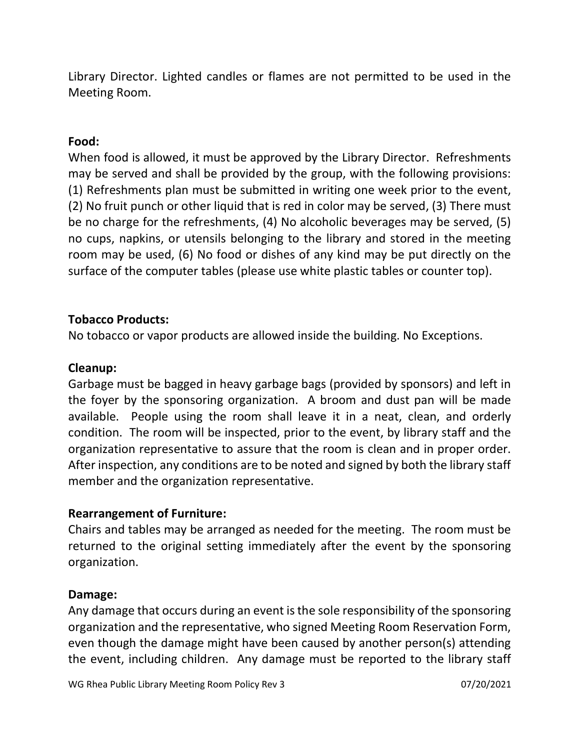Library Director. Lighted candles or flames are not permitted to be used in the Meeting Room.

**Food:**
When food is allowed, it must be approved by the Library Director. Refreshments may be served and shall be provided by the group, with the following provisions: (1) Refreshments plan must be submitted in writing one week prior to the event, (2) No fruit punch or other liquid that is red in color may be served, (3) There must be no charge for the refreshments, (4) No alcoholic beverages may be served, (5) no cups, napkins, or utensils belonging to the library and stored in the meeting room may be used, (6) No food or dishes of any kind may be put directly on the surface of the computer tables (please use white plastic tables or counter top).

**Tobacco Products:**
No tobacco or vapor products are allowed inside the building. No Exceptions.

**Cleanup:**
Garbage must be bagged in heavy garbage bags (provided by sponsors) and left in the foyer by the sponsoring organization. A broom and dust pan will be made available. People using the room shall leave it in a neat, clean, and orderly condition. The room will be inspected, prior to the event, by library staff and the organization representative to assure that the room is clean and in proper order. After inspection, any conditions are to be noted and signed by both the library staff member and the organization representative.

**Rearrangement of Furniture:**
Chairs and tables may be arranged as needed for the meeting. The room must be returned to the original setting immediately after the event by the sponsoring organization.

**Damage:**
Any damage that occurs during an event is the sole responsibility of the sponsoring organization and the representative, who signed Meeting Room Reservation Form, even though the damage might have been caused by another person(s) attending the event, including children. Any damage must be reported to the library staff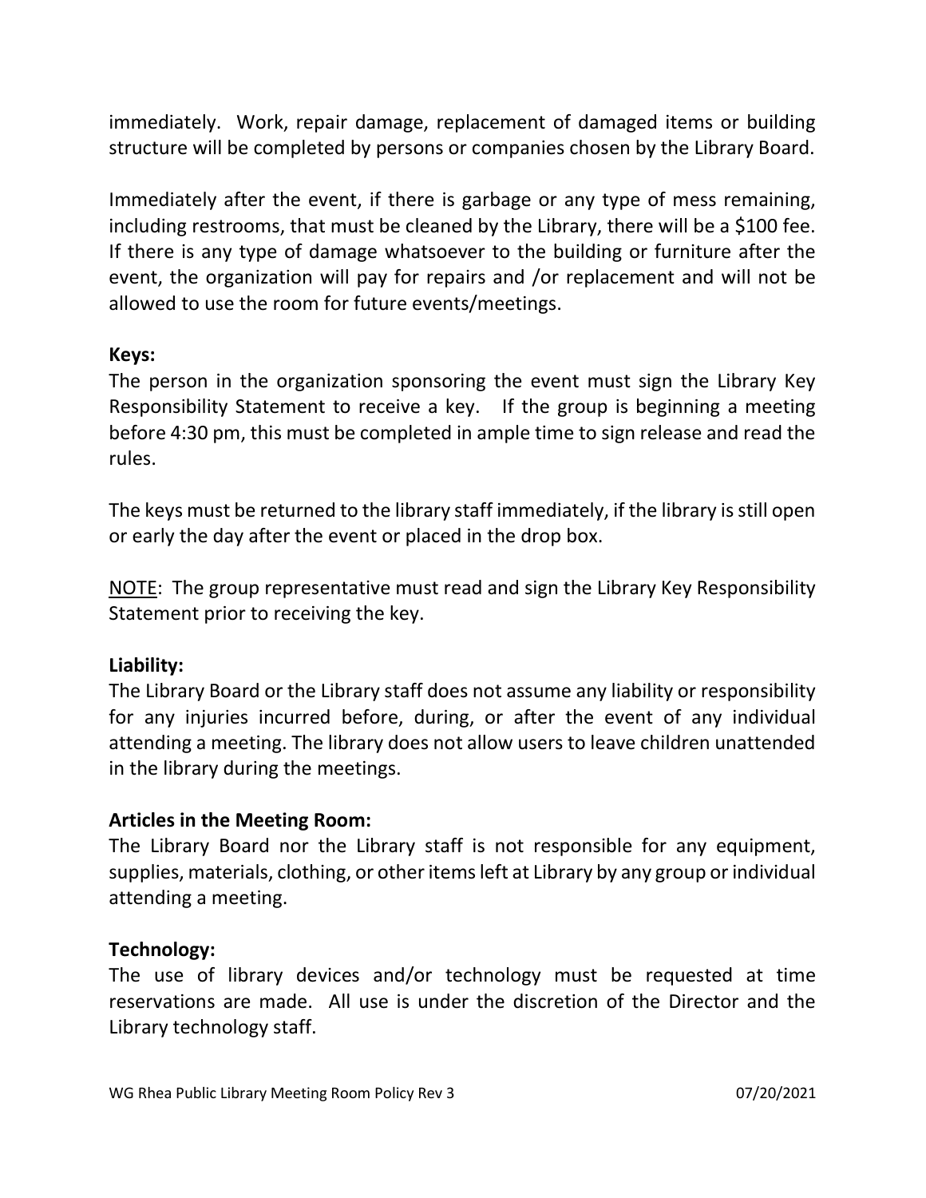immediately. Work, repair damage, replacement of damaged items or building structure will be completed by persons or companies chosen by the Library Board.

Immediately after the event, if there is garbage or any type of mess remaining, including restrooms, that must be cleaned by the Library, there will be a $100 fee. If there is any type of damage whatsoever to the building or furniture after the event, the organization will pay for repairs and /or replacement and will not be allowed to use the room for future events/meetings.

**Keys:**
The person in the organization sponsoring the event must sign the Library Key Responsibility Statement to receive a key. If the group is beginning a meeting before 4:30 pm, this must be completed in ample time to sign release and read the rules.

The keys must be returned to the library staff immediately, if the library is still open or early the day after the event or placed in the drop box.

<u>NOTE</u>: The group representative must read and sign the Library Key Responsibility Statement prior to receiving the key.

**Liability:**
The Library Board or the Library staff does not assume any liability or responsibility for any injuries incurred before, during, or after the event of any individual attending a meeting. The library does not allow users to leave children unattended in the library during the meetings.

**Articles in the Meeting Room:**
The Library Board nor the Library staff is not responsible for any equipment, supplies, materials, clothing, or other items left at Library by any group or individual attending a meeting.

**Technology:**
The use of library devices and/or technology must be requested at time reservations are made. All use is under the discretion of the Director and the Library technology staff.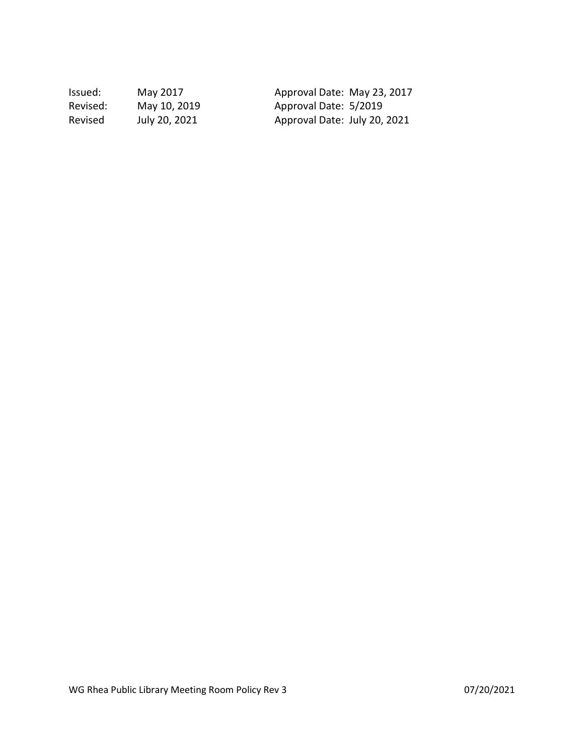| | | |
|---|---|---|
| Issued: | May 2017 | Approval Date: May 23, 2017 |
| Revised: | May 10, 2019 | Approval Date: 5/2019 |
| Revised | July 20, 2021 | Approval Date: July 20, 2021 |